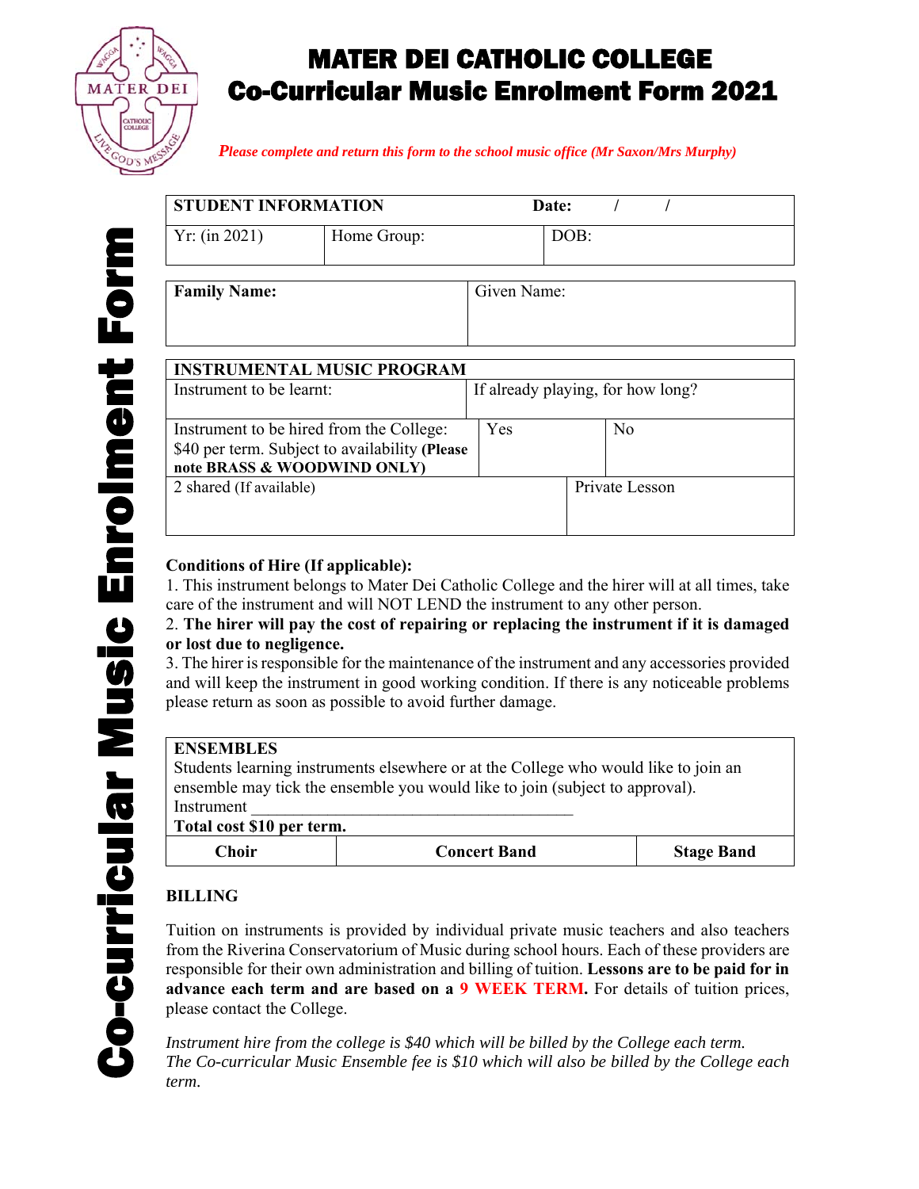# MATER DEI CATHOLIC COLLEGE
# Co-Curricular Music Enrolment Form 2021

*Please complete and return this form to the school music office (Mr Saxon/Mrs Murphy)*

Co-curricular Music Enrolment Form

| **STUDENT INFORMATION** | | **Date:** / / |
|---|---|---|
| Yr: (in 2021) | Home Group: | DOB: |

| **Family Name:** | Given Name: |
|---|---|

| **INSTRUMENTAL MUSIC PROGRAM** | | |
|---|---|---|
| Instrument to be learnt: | If already playing, for how long? | |
| Instrument to be hired from the College: $40 per term. Subject to availability **(Please note BRASS & WOODWIND ONLY)** | Yes | No |
| 2 shared (If available) | Private Lesson | |

**Conditions of Hire (If applicable):**

1. This instrument belongs to Mater Dei Catholic College and the hirer will at all times, take care of the instrument and will NOT LEND the instrument to any other person.
2. **The hirer will pay the cost of repairing or replacing the instrument if it is damaged or lost due to negligence.**
3. The hirer is responsible for the maintenance of the instrument and any accessories provided and will keep the instrument in good working condition. If there is any noticeable problems please return as soon as possible to avoid further damage.

**ENSEMBLES**

Students learning instruments elsewhere or at the College who would like to join an ensemble may tick the ensemble you would like to join (subject to approval).

Instrument ______________________________________

**Total cost $10 per term.**

| **Choir** | **Concert Band** | **Stage Band** |
|---|---|---|

**BILLING**

Tuition on instruments is provided by individual private music teachers and also teachers from the Riverina Conservatorium of Music during school hours. Each of these providers are responsible for their own administration and billing of tuition. **Lessons are to be paid for in advance each term and are based on a 9 WEEK TERM.** For details of tuition prices, please contact the College.

*Instrument hire from the college is $40 which will be billed by the College each term.*
*The Co-curricular Music Ensemble fee is $10 which will also be billed by the College each term.*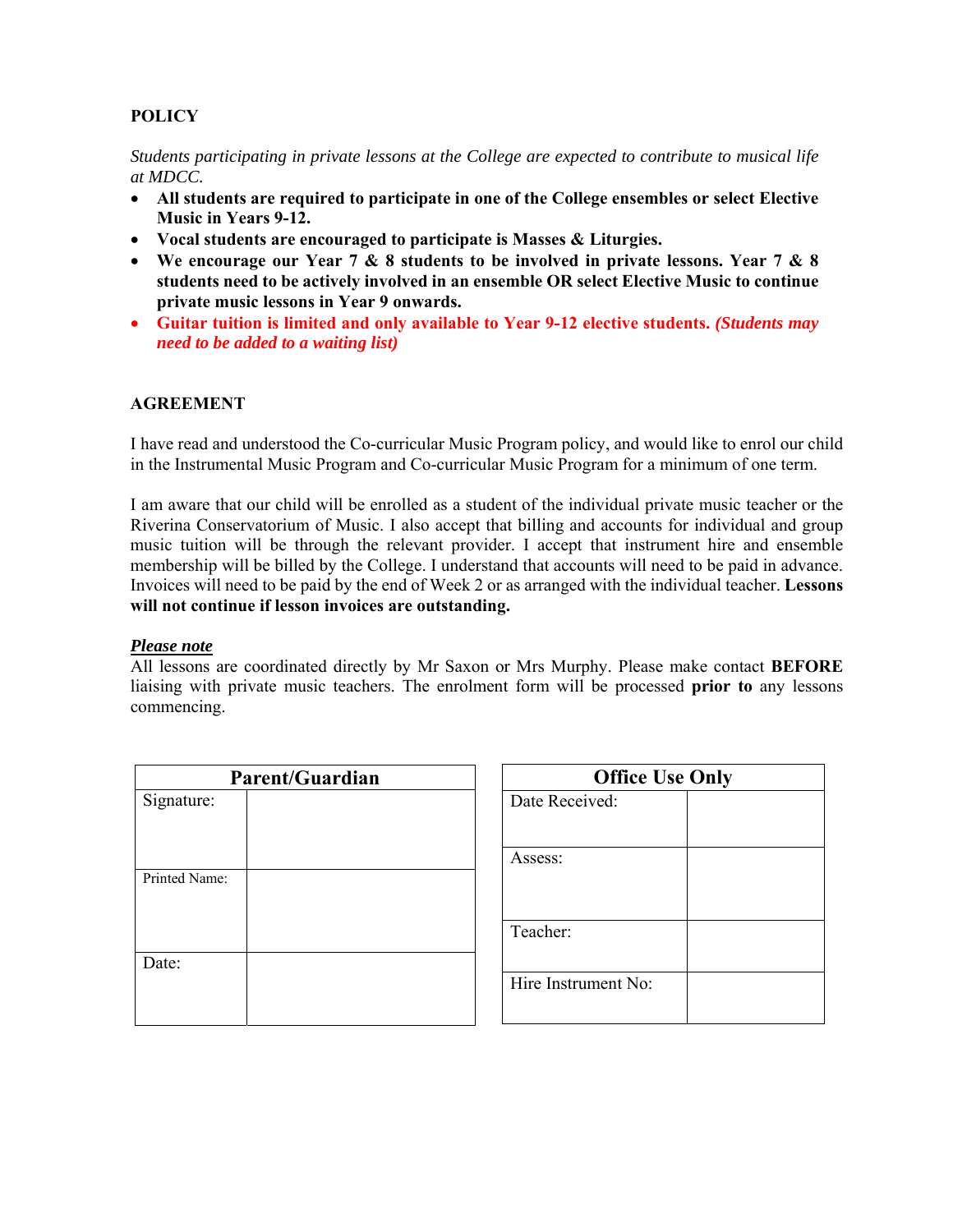## POLICY

*Students participating in private lessons at the College are expected to contribute to musical life at MDCC.*

- **All students are required to participate in one of the College ensembles or select Elective Music in Years 9-12.**
- **Vocal students are encouraged to participate is Masses & Liturgies.**
- **We encourage our Year 7 & 8 students to be involved in private lessons. Year 7 & 8 students need to be actively involved in an ensemble OR select Elective Music to continue private music lessons in Year 9 onwards.**
- **Guitar tuition is limited and only available to Year 9-12 elective students. *(Students may need to be added to a waiting list)***

## AGREEMENT

I have read and understood the Co-curricular Music Program policy, and would like to enrol our child in the Instrumental Music Program and Co-curricular Music Program for a minimum of one term.

I am aware that our child will be enrolled as a student of the individual private music teacher or the Riverina Conservatorium of Music. I also accept that billing and accounts for individual and group music tuition will be through the relevant provider. I accept that instrument hire and ensemble membership will be billed by the College. I understand that accounts will need to be paid in advance. Invoices will need to be paid by the end of Week 2 or as arranged with the individual teacher. **Lessons will not continue if lesson invoices are outstanding.**

***Please note***

All lessons are coordinated directly by Mr Saxon or Mrs Murphy. Please make contact **BEFORE** liaising with private music teachers. The enrolment form will be processed **prior to** any lessons commencing.

| Parent/Guardian | |
|---|---|
| Signature: | |
| Printed Name: | |
| Date: | |

| Office Use Only | |
|---|---|
| Date Received: | |
| Assess: | |
| Teacher: | |
| Hire Instrument No: | |